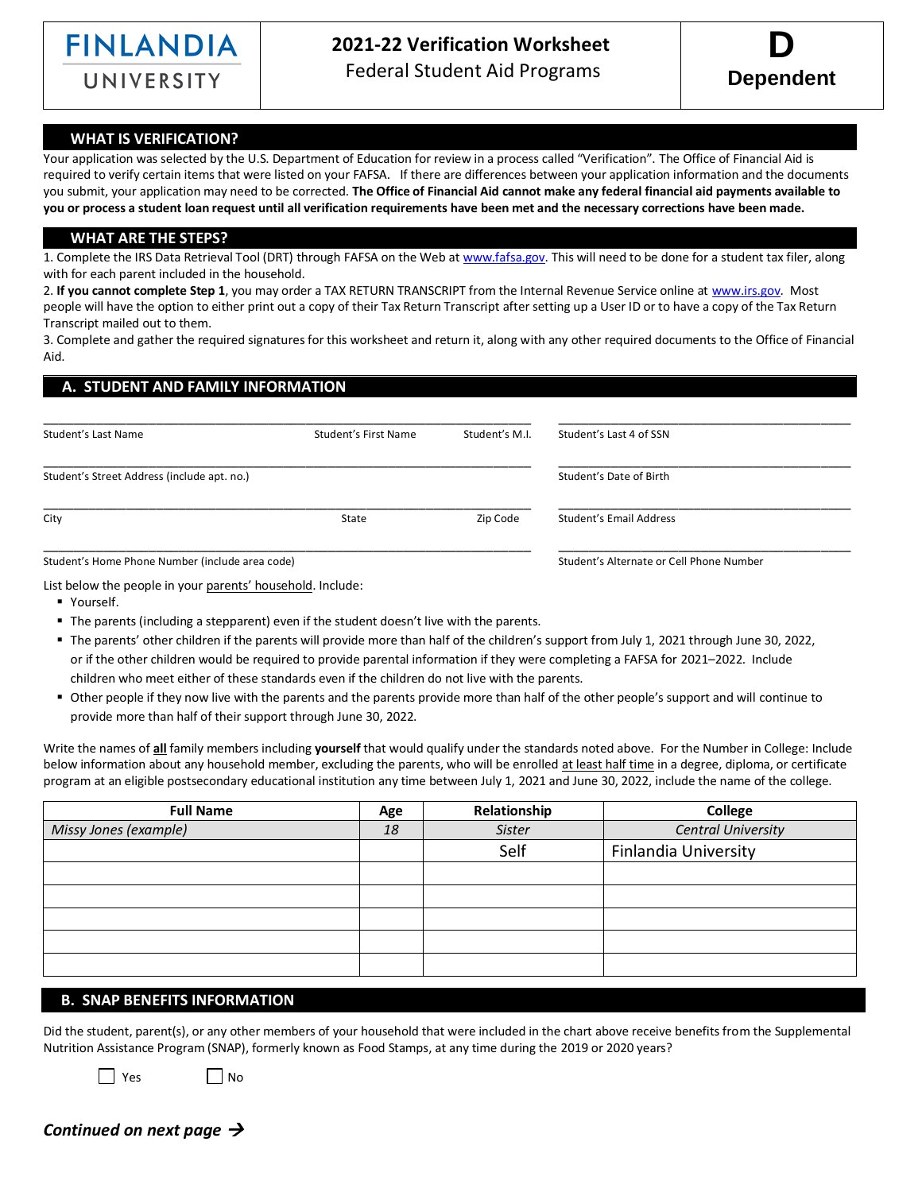# FINLANDIA UNIVERSITY

## 2021-22 Verification Worksheet
Federal Student Aid Programs

**D**
**Dependent**

## WHAT IS VERIFICATION?

Your application was selected by the U.S. Department of Education for review in a process called "Verification". The Office of Financial Aid is required to verify certain items that were listed on your FAFSA. If there are differences between your application information and the documents you submit, your application may need to be corrected. **The Office of Financial Aid cannot make any federal financial aid payments available to you or process a student loan request until all verification requirements have been met and the necessary corrections have been made.**

## WHAT ARE THE STEPS?

1. Complete the IRS Data Retrieval Tool (DRT) through FAFSA on the Web at www.fafsa.gov. This will need to be done for a student tax filer, along with for each parent included in the household.
2. **If you cannot complete Step 1**, you may order a TAX RETURN TRANSCRIPT from the Internal Revenue Service online at www.irs.gov. Most people will have the option to either print out a copy of their Tax Return Transcript after setting up a User ID or to have a copy of the Tax Return Transcript mailed out to them.
3. Complete and gather the required signatures for this worksheet and return it, along with any other required documents to the Office of Financial Aid.

## A. STUDENT AND FAMILY INFORMATION

______________________________ Student's Last Name ______________ Student's First Name ______ Student's M.I. ______________ Student's Last 4 of SSN

______________________________ Student's Street Address (include apt. no.) ______________ Student's Date of Birth

______________________________ City ______________ State ______ Zip Code ______________ Student's Email Address

______________________________ Student's Home Phone Number (include area code) ______________ Student's Alternate or Cell Phone Number

List below the people in your parents' household. Include:

- Yourself.
- The parents (including a stepparent) even if the student doesn't live with the parents.
- The parents' other children if the parents will provide more than half of the children's support from July 1, 2021 through June 30, 2022, or if the other children would be required to provide parental information if they were completing a FAFSA for 2021–2022. Include children who meet either of these standards even if the children do not live with the parents.
- Other people if they now live with the parents and the parents provide more than half of the other people's support and will continue to provide more than half of their support through June 30, 2022.

Write the names of **all** family members including **yourself** that would qualify under the standards noted above. For the Number in College: Include below information about any household member, excluding the parents, who will be enrolled at least half time in a degree, diploma, or certificate program at an eligible postsecondary educational institution any time between July 1, 2021 and June 30, 2022, include the name of the college.

| Full Name | Age | Relationship | College |
|---|---|---|---|
| *Missy Jones (example)* | *18* | *Sister* | *Central University* |
| | | Self | Finlandia University |
| | | | |
| | | | |
| | | | |
| | | | |
| | | | |

## B. SNAP BENEFITS INFORMATION

Did the student, parent(s), or any other members of your household that were included in the chart above receive benefits from the Supplemental Nutrition Assistance Program (SNAP), formerly known as Food Stamps, at any time during the 2019 or 2020 years?

☐ Yes ☐ No

***Continued on next page →***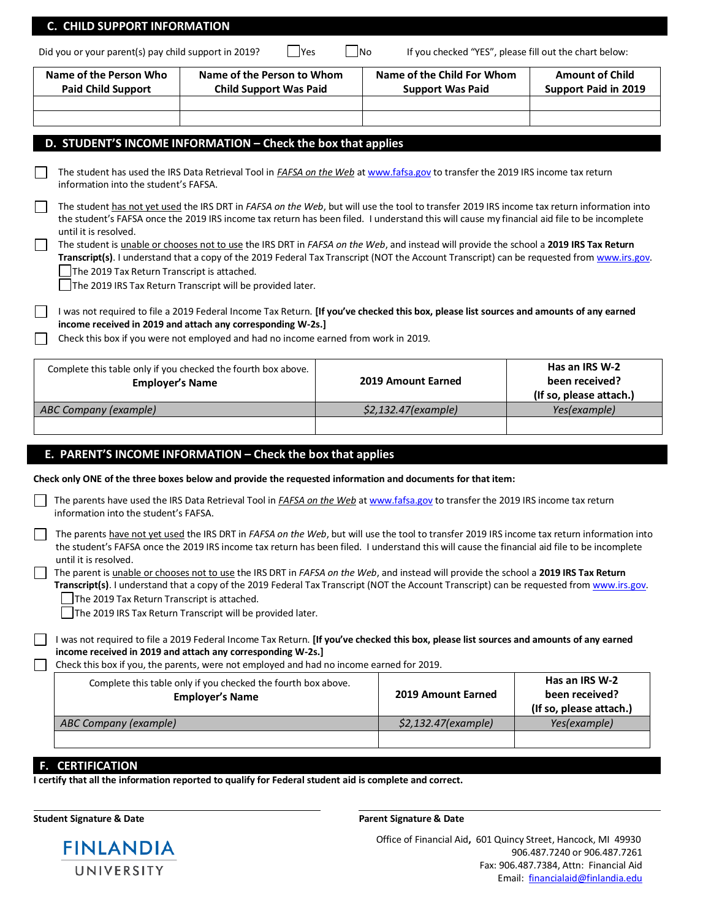## C. CHILD SUPPORT INFORMATION

Did you or your parent(s) pay child support in 2019? ☐ Yes ☐ No If you checked "YES", please fill out the chart below:

| Name of the Person Who Paid Child Support | Name of the Person to Whom Child Support Was Paid | Name of the Child For Whom Support Was Paid | Amount of Child Support Paid in 2019 |
|---|---|---|---|
| | | | |
| | | | |

## D. STUDENT'S INCOME INFORMATION – Check the box that applies

☐ The student has used the IRS Data Retrieval Tool in *FAFSA on the Web* at www.fafsa.gov to transfer the 2019 IRS income tax return information into the student's FAFSA.

☐ The student has not yet used the IRS DRT in *FAFSA on the Web*, but will use the tool to transfer 2019 IRS income tax return information into the student's FAFSA once the 2019 IRS income tax return has been filed. I understand this will cause my financial aid file to be incomplete until it is resolved.

☐ The student is unable or chooses not to use the IRS DRT in *FAFSA on the Web*, and instead will provide the school a **2019 IRS Tax Return Transcript(s)**. I understand that a copy of the 2019 Federal Tax Transcript (NOT the Account Transcript) can be requested from www.irs.gov.
- ☐ The 2019 Tax Return Transcript is attached.
- ☐ The 2019 IRS Tax Return Transcript will be provided later.

☐ I was not required to file a 2019 Federal Income Tax Return. **[If you've checked this box, please list sources and amounts of any earned income received in 2019 and attach any corresponding W-2s.]**

☐ Check this box if you were not employed and had no income earned from work in 2019.

| Complete this table only if you checked the fourth box above. **Employer's Name** | 2019 Amount Earned | Has an IRS W-2 been received? (If so, please attach.) |
|---|---|---|
| *ABC Company (example)* | *$2,132.47(example)* | *Yes(example)* |
| | | |

## E. PARENT'S INCOME INFORMATION – Check the box that applies

**Check only ONE of the three boxes below and provide the requested information and documents for that item:**

☐ The parents have used the IRS Data Retrieval Tool in *FAFSA on the Web* at www.fafsa.gov to transfer the 2019 IRS income tax return information into the student's FAFSA.

☐ The parents have not yet used the IRS DRT in *FAFSA on the Web*, but will use the tool to transfer 2019 IRS income tax return information into the student's FAFSA once the 2019 IRS income tax return has been filed. I understand this will cause the financial aid file to be incomplete until it is resolved.

☐ The parent is unable or chooses not to use the IRS DRT in *FAFSA on the Web*, and instead will provide the school a **2019 IRS Tax Return Transcript(s)**. I understand that a copy of the 2019 Federal Tax Transcript (NOT the Account Transcript) can be requested from www.irs.gov.
- ☐ The 2019 Tax Return Transcript is attached.
- ☐ The 2019 IRS Tax Return Transcript will be provided later.

☐ I was not required to file a 2019 Federal Income Tax Return. **[If you've checked this box, please list sources and amounts of any earned income received in 2019 and attach any corresponding W-2s.]**

☐ Check this box if you, the parents, were not employed and had no income earned for 2019.

| Complete this table only if you checked the fourth box above. **Employer's Name** | 2019 Amount Earned | Has an IRS W-2 been received? (If so, please attach.) |
|---|---|---|
| *ABC Company (example)* | *$2,132.47(example)* | *Yes(example)* |
| | | |

## F. CERTIFICATION

**I certify that all the information reported to qualify for Federal student aid is complete and correct.**

**Student Signature & Date**

**Parent Signature & Date**

FINLANDIA UNIVERSITY

Office of Financial Aid, 601 Quincy Street, Hancock, MI 49930
906.487.7240 or 906.487.7261
Fax: 906.487.7384, Attn: Financial Aid
Email: financialaid@finlandia.edu